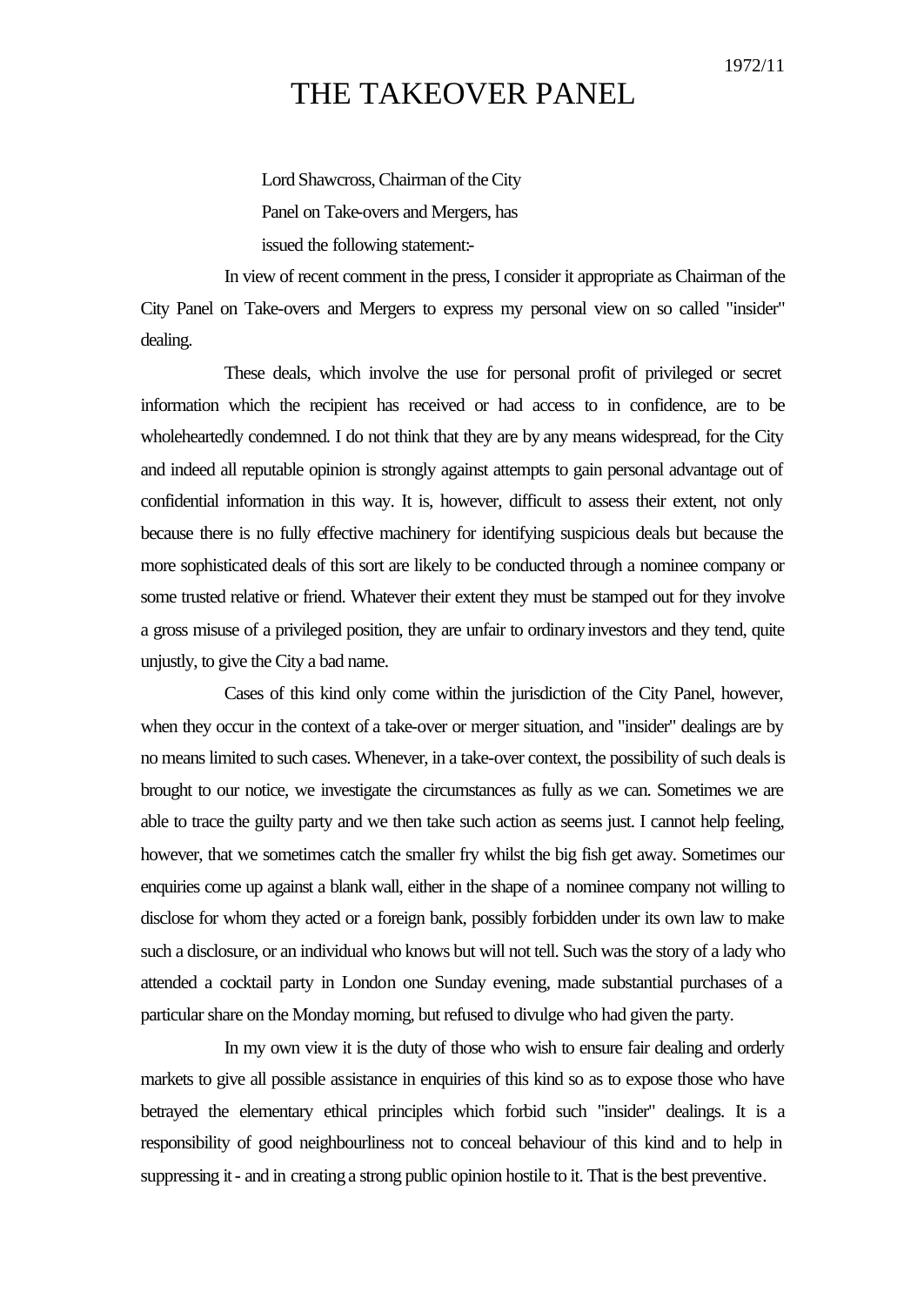1972/11

# THE TAKEOVER PANEL

Lord Shawcross, Chairman of the City Panel on Take-overs and Mergers, has issued the following statement:-

In view of recent comment in the press, I consider it appropriate as Chairman of the City Panel on Take-overs and Mergers to express my personal view on so called "insider" dealing.

These deals, which involve the use for personal profit of privileged or secret information which the recipient has received or had access to in confidence, are to be wholeheartedly condemned. I do not think that they are by any means widespread, for the City and indeed all reputable opinion is strongly against attempts to gain personal advantage out of confidential information in this way. It is, however, difficult to assess their extent, not only because there is no fully effective machinery for identifying suspicious deals but because the more sophisticated deals of this sort are likely to be conducted through a nominee company or some trusted relative or friend. Whatever their extent they must be stamped out for they involve a gross misuse of a privileged position, they are unfair to ordinary investors and they tend, quite unjustly, to give the City a bad name.

Cases of this kind only come within the jurisdiction of the City Panel, however, when they occur in the context of a take-over or merger situation, and "insider" dealings are by no means limited to such cases. Whenever, in a take-over context, the possibility of such deals is brought to our notice, we investigate the circumstances as fully as we can. Sometimes we are able to trace the guilty party and we then take such action as seems just. I cannot help feeling, however, that we sometimes catch the smaller fry whilst the big fish get away. Sometimes our enquiries come up against a blank wall, either in the shape of a nominee company not willing to disclose for whom they acted or a foreign bank, possibly forbidden under its own law to make such a disclosure, or an individual who knows but will not tell. Such was the story of a lady who attended a cocktail party in London one Sunday evening, made substantial purchases of a particular share on the Monday morning, but refused to divulge who had given the party.

In my own view it is the duty of those who wish to ensure fair dealing and orderly markets to give all possible assistance in enquiries of this kind so as to expose those who have betrayed the elementary ethical principles which forbid such "insider" dealings. It is a responsibility of good neighbourliness not to conceal behaviour of this kind and to help in suppressing it - and in creating a strong public opinion hostile to it. That is the best preventive.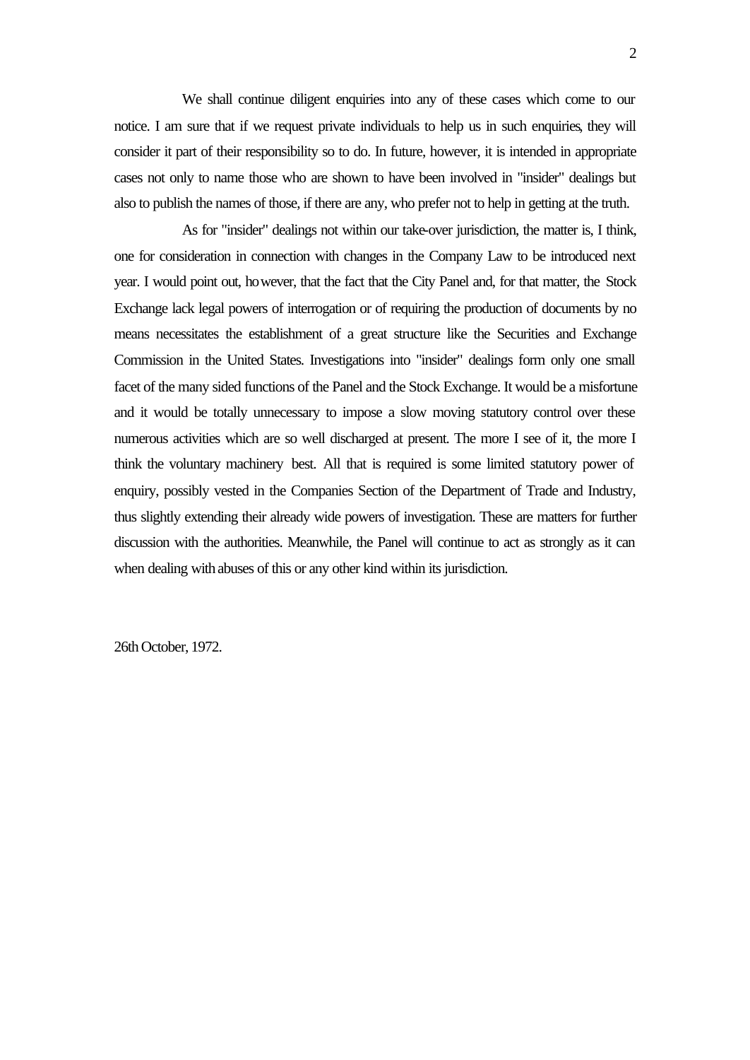We shall continue diligent enquiries into any of these cases which come to our notice. I am sure that if we request private individuals to help us in such enquiries, they will consider it part of their responsibility so to do. In future, however, it is intended in appropriate cases not only to name those who are shown to have been involved in "insider" dealings but also to publish the names of those, if there are any, who prefer not to help in getting at the truth.

As for "insider" dealings not within our take-over jurisdiction, the matter is, I think, one for consideration in connection with changes in the Company Law to be introduced next year. I would point out, however, that the fact that the City Panel and, for that matter, the Stock Exchange lack legal powers of interrogation or of requiring the production of documents by no means necessitates the establishment of a great structure like the Securities and Exchange Commission in the United States. Investigations into "insider" dealings form only one small facet of the many sided functions of the Panel and the Stock Exchange. It would be a misfortune and it would be totally unnecessary to impose a slow moving statutory control over these numerous activities which are so well discharged at present. The more I see of it, the more I think the voluntary machinery best. All that is required is some limited statutory power of enquiry, possibly vested in the Companies Section of the Department of Trade and Industry, thus slightly extending their already wide powers of investigation. These are matters for further discussion with the authorities. Meanwhile, the Panel will continue to act as strongly as it can when dealing with abuses of this or any other kind within its jurisdiction.

26th October, 1972.